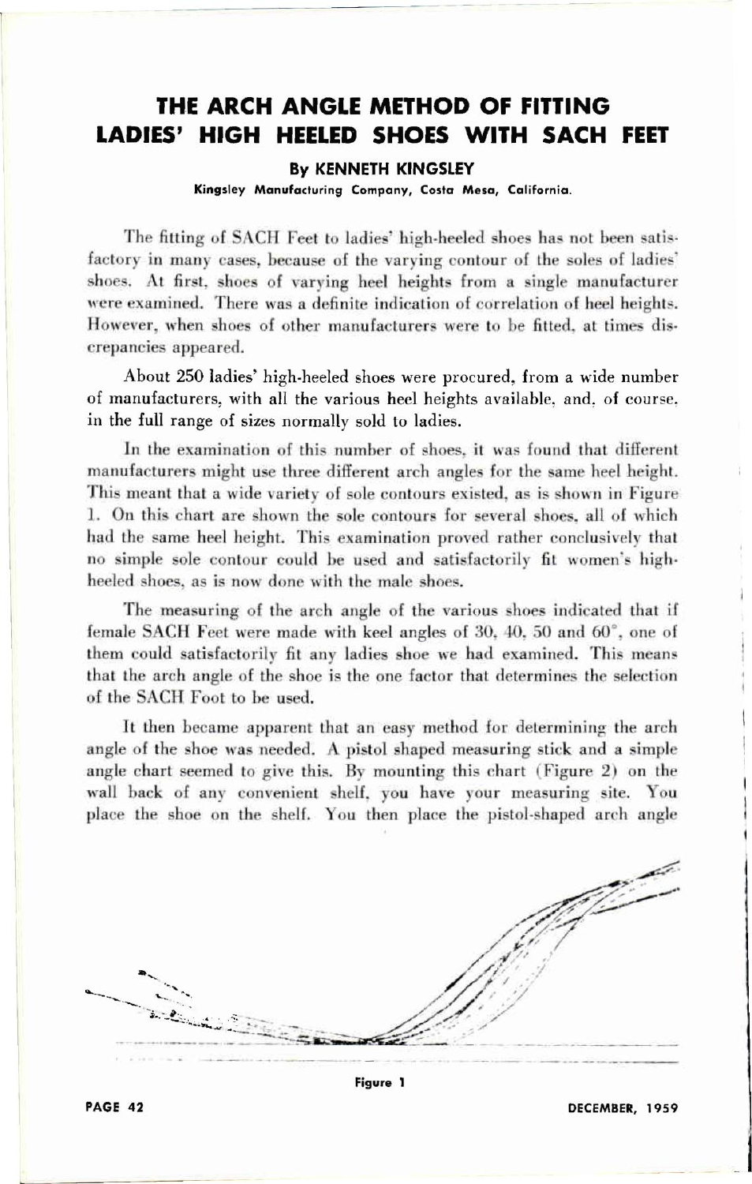# THE ARCH ANGLE METHOD OF FITTING LADIES' HIGH HEELED SHOES WITH SACH FEET

**By KENNETH KINGSLEY**

**Kingsley Manufacturing Company, Costa Mesa, California.**

The fitting of SACH Feet to ladies' high-heeled shoes has not been satisfactory in many cases, because of the varying contour of the soles of ladies' shoes. At first, shoes of varying heel heights from a single manufacturer were examined. There was a definite indication of correlation of heel heights. However, when shoes of other manufacturers were to be fitted, at times discrepancies appeared.

About 250 ladies' high-heeled shoes were procured, from a wide number of manufacturers, with all the various heel heights available, and, of course, in the full range of sizes normally sold to ladies.

In the examination of this number of shoes, it was found that different manufacturers might use three different arch angles for the same heel height. This meant that a wide variety of sole contours existed, as is shown in Figure 1. On this chart are shown the sole contours for several shoes, all of which had the same heel height. This examination proved rather conclusively that no simple sole contour could be used and satisfactorily fit women's high-heeled shoes, as is now done with the male shoes.

The measuring of the arch angle of the various shoes indicated that if female SACH Feet were made with keel angles of 30, 40, 50 and 60°, one of them could satisfactorily fit any ladies shoe we had examined. This means that the arch angle of the shoe is the one factor that determines the selection of the SACH Foot to be used.

It then became apparent that an easy method for determining the arch angle of the shoe was needed. A pistol shaped measuring stick and a simple angle chart seemed to give this. By mounting this chart (Figure 2) on the wall back of any convenient shelf, you have your measuring site. You place the shoe on the shelf. You then place the pistol-shaped arch angle

**Figure 1**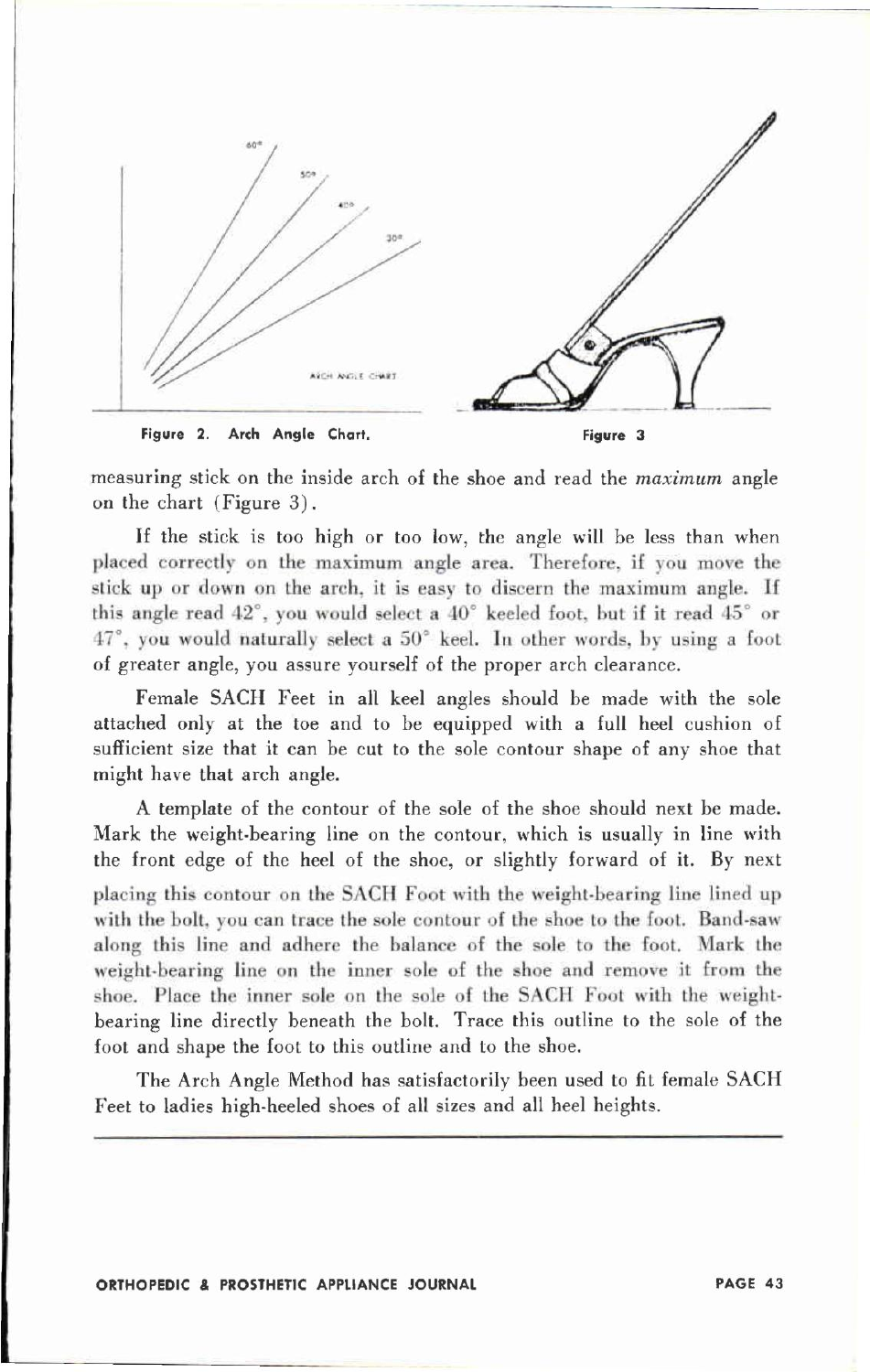60°

50°

40°

30°

ARCH ANGLE CHART

**Figure 2. Arch Angle Chart.**

**Figure 3**

measuring stick on the inside arch of the shoe and read the *maximum* angle on the chart (Figure 3).

If the stick is too high or too low, the angle will be less than when placed correctly on the maximum angle area. Therefore, if you move the stick up or down on the arch, it is easy to discern the maximum angle. If this angle read 42°, you would select a 40° keeled foot, but if it read 45° or 47°, you would naturally select a 50° keel. In other words, by using a foot of greater angle, you assure yourself of the proper arch clearance.

Female SACH Feet in all keel angles should be made with the sole attached only at the toe and to be equipped with a full heel cushion of sufficient size that it can be cut to the sole contour shape of any shoe that might have that arch angle.

A template of the contour of the sole of the shoe should next be made. Mark the weight-bearing line on the contour, which is usually in line with the front edge of the heel of the shoe, or slightly forward of it. By next placing this contour on the SACH Foot with the weight-bearing line lined up with the bolt, you can trace the sole contour of the shoe to the foot. Band-saw along this line and adhere the balance of the sole to the foot. Mark the weight-bearing line on the inner sole of the shoe and remove it from the shoe. Place the inner sole on the sole of the SACH Foot with the weight-bearing line directly beneath the bolt. Trace this outline to the sole of the foot and shape the foot to this outline and to the shoe.

The Arch Angle Method has satisfactorily been used to fit female SACH Feet to ladies high-heeled shoes of all sizes and all heel heights.